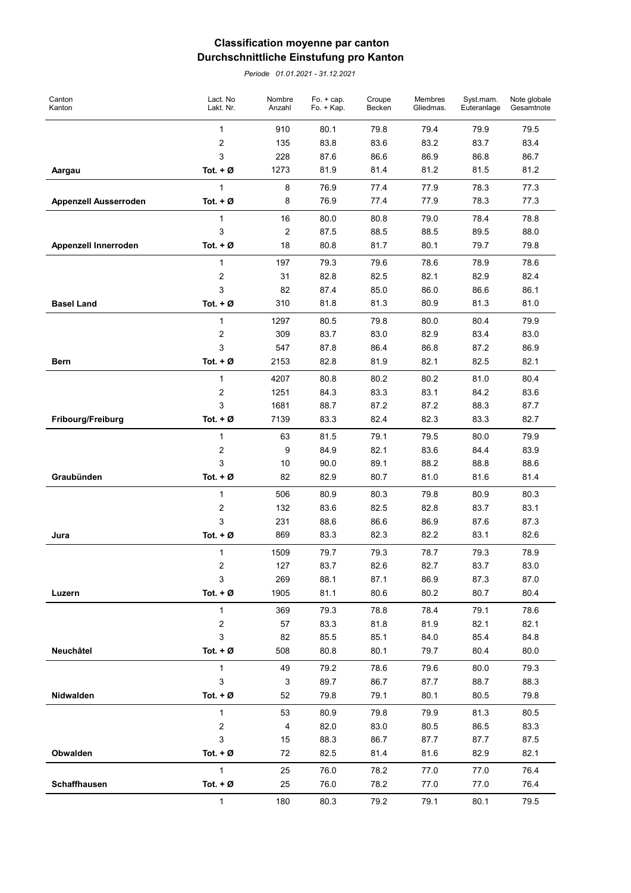# Classification moyenne par canton
# Durchschnittliche Einstufung pro Kanton

*Periode 01.01.2021 - 31.12.2021*

| Canton<br>Kanton | Lact. No<br>Lakt. Nr. | Nombre<br>Anzahl | Fo. + cap.<br>Fo. + Kap. | Croupe<br>Becken | Membres<br>Gliedmas. | Syst.mam.<br>Euteranlage | Note globale<br>Gesamtnote |
|---|---|---|---|---|---|---|---|
| | 1 | 910 | 80.1 | 79.8 | 79.4 | 79.9 | 79.5 |
| | 2 | 135 | 83.8 | 83.6 | 83.2 | 83.7 | 83.4 |
| | 3 | 228 | 87.6 | 86.6 | 86.9 | 86.8 | 86.7 |
| **Aargau** | **Tot. + Ø** | 1273 | 81.9 | 81.4 | 81.2 | 81.5 | 81.2 |
| | 1 | 8 | 76.9 | 77.4 | 77.9 | 78.3 | 77.3 |
| **Appenzell Ausserroden** | **Tot. + Ø** | 8 | 76.9 | 77.4 | 77.9 | 78.3 | 77.3 |
| | 1 | 16 | 80.0 | 80.8 | 79.0 | 78.4 | 78.8 |
| | 3 | 2 | 87.5 | 88.5 | 88.5 | 89.5 | 88.0 |
| **Appenzell Innerroden** | **Tot. + Ø** | 18 | 80.8 | 81.7 | 80.1 | 79.7 | 79.8 |
| | 1 | 197 | 79.3 | 79.6 | 78.6 | 78.9 | 78.6 |
| | 2 | 31 | 82.8 | 82.5 | 82.1 | 82.9 | 82.4 |
| | 3 | 82 | 87.4 | 85.0 | 86.0 | 86.6 | 86.1 |
| **Basel Land** | **Tot. + Ø** | 310 | 81.8 | 81.3 | 80.9 | 81.3 | 81.0 |
| | 1 | 1297 | 80.5 | 79.8 | 80.0 | 80.4 | 79.9 |
| | 2 | 309 | 83.7 | 83.0 | 82.9 | 83.4 | 83.0 |
| | 3 | 547 | 87.8 | 86.4 | 86.8 | 87.2 | 86.9 |
| **Bern** | **Tot. + Ø** | 2153 | 82.8 | 81.9 | 82.1 | 82.5 | 82.1 |
| | 1 | 4207 | 80.8 | 80.2 | 80.2 | 81.0 | 80.4 |
| | 2 | 1251 | 84.3 | 83.3 | 83.1 | 84.2 | 83.6 |
| | 3 | 1681 | 88.7 | 87.2 | 87.2 | 88.3 | 87.7 |
| **Fribourg/Freiburg** | **Tot. + Ø** | 7139 | 83.3 | 82.4 | 82.3 | 83.3 | 82.7 |
| | 1 | 63 | 81.5 | 79.1 | 79.5 | 80.0 | 79.9 |
| | 2 | 9 | 84.9 | 82.1 | 83.6 | 84.4 | 83.9 |
| | 3 | 10 | 90.0 | 89.1 | 88.2 | 88.8 | 88.6 |
| **Graubünden** | **Tot. + Ø** | 82 | 82.9 | 80.7 | 81.0 | 81.6 | 81.4 |
| | 1 | 506 | 80.9 | 80.3 | 79.8 | 80.9 | 80.3 |
| | 2 | 132 | 83.6 | 82.5 | 82.8 | 83.7 | 83.1 |
| | 3 | 231 | 88.6 | 86.6 | 86.9 | 87.6 | 87.3 |
| **Jura** | **Tot. + Ø** | 869 | 83.3 | 82.3 | 82.2 | 83.1 | 82.6 |
| | 1 | 1509 | 79.7 | 79.3 | 78.7 | 79.3 | 78.9 |
| | 2 | 127 | 83.7 | 82.6 | 82.7 | 83.7 | 83.0 |
| | 3 | 269 | 88.1 | 87.1 | 86.9 | 87.3 | 87.0 |
| **Luzern** | **Tot. + Ø** | 1905 | 81.1 | 80.6 | 80.2 | 80.7 | 80.4 |
| | 1 | 369 | 79.3 | 78.8 | 78.4 | 79.1 | 78.6 |
| | 2 | 57 | 83.3 | 81.8 | 81.9 | 82.1 | 82.1 |
| | 3 | 82 | 85.5 | 85.1 | 84.0 | 85.4 | 84.8 |
| **Neuchâtel** | **Tot. + Ø** | 508 | 80.8 | 80.1 | 79.7 | 80.4 | 80.0 |
| | 1 | 49 | 79.2 | 78.6 | 79.6 | 80.0 | 79.3 |
| | 3 | 3 | 89.7 | 86.7 | 87.7 | 88.7 | 88.3 |
| **Nidwalden** | **Tot. + Ø** | 52 | 79.8 | 79.1 | 80.1 | 80.5 | 79.8 |
| | 1 | 53 | 80.9 | 79.8 | 79.9 | 81.3 | 80.5 |
| | 2 | 4 | 82.0 | 83.0 | 80.5 | 86.5 | 83.3 |
| | 3 | 15 | 88.3 | 86.7 | 87.7 | 87.7 | 87.5 |
| **Obwalden** | **Tot. + Ø** | 72 | 82.5 | 81.4 | 81.6 | 82.9 | 82.1 |
| | 1 | 25 | 76.0 | 78.2 | 77.0 | 77.0 | 76.4 |
| **Schaffhausen** | **Tot. + Ø** | 25 | 76.0 | 78.2 | 77.0 | 77.0 | 76.4 |
| | 1 | 180 | 80.3 | 79.2 | 79.1 | 80.1 | 79.5 |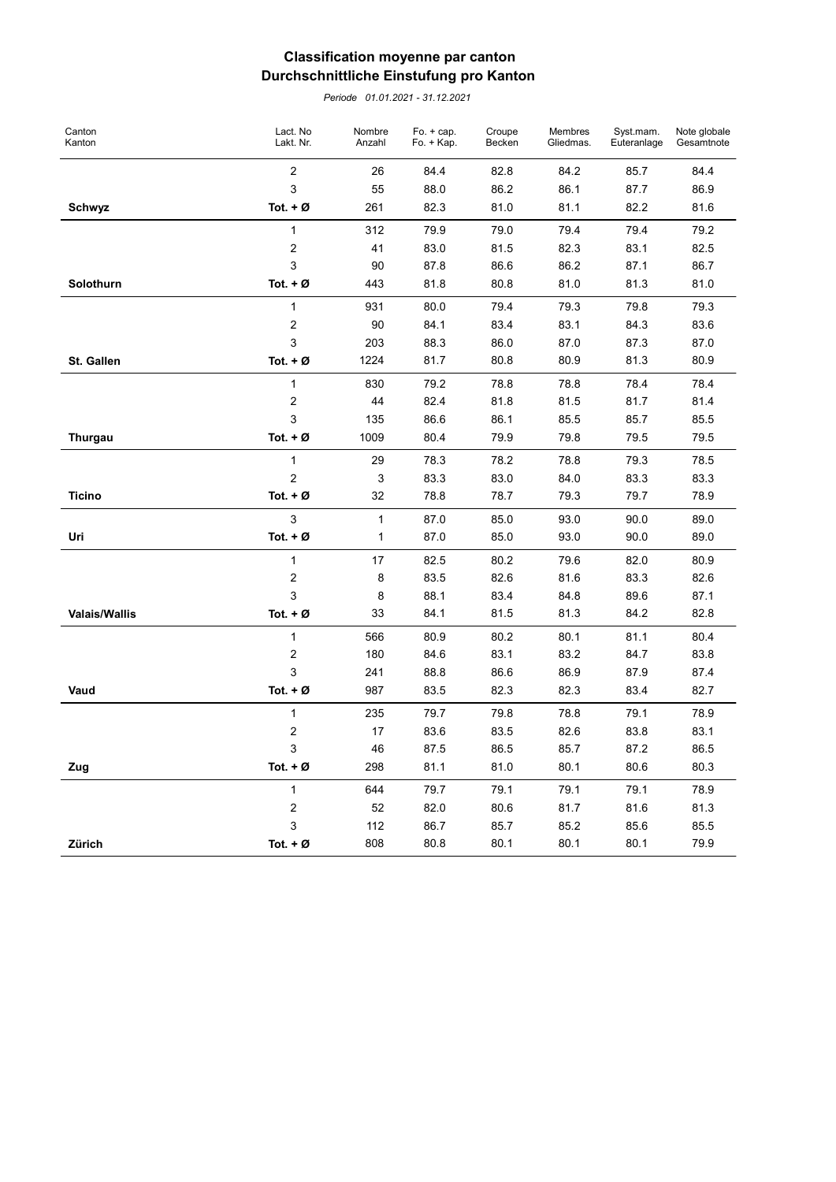## Classification moyenne par canton
## Durchschnittliche Einstufung pro Kanton

*Periode 01.01.2021 - 31.12.2021*

| Canton<br>Kanton | Lact. No<br>Lakt. Nr. | Nombre<br>Anzahl | Fo. + cap.<br>Fo. + Kap. | Croupe<br>Becken | Membres<br>Gliedmas. | Syst.mam.<br>Euteranlage | Note globale<br>Gesamtnote |
|---|---|---|---|---|---|---|---|
| | 2 | 26 | 84.4 | 82.8 | 84.2 | 85.7 | 84.4 |
| | 3 | 55 | 88.0 | 86.2 | 86.1 | 87.7 | 86.9 |
| **Schwyz** | **Tot. + Ø** | 261 | 82.3 | 81.0 | 81.1 | 82.2 | 81.6 |
| | 1 | 312 | 79.9 | 79.0 | 79.4 | 79.4 | 79.2 |
| | 2 | 41 | 83.0 | 81.5 | 82.3 | 83.1 | 82.5 |
| | 3 | 90 | 87.8 | 86.6 | 86.2 | 87.1 | 86.7 |
| **Solothurn** | **Tot. + Ø** | 443 | 81.8 | 80.8 | 81.0 | 81.3 | 81.0 |
| | 1 | 931 | 80.0 | 79.4 | 79.3 | 79.8 | 79.3 |
| | 2 | 90 | 84.1 | 83.4 | 83.1 | 84.3 | 83.6 |
| | 3 | 203 | 88.3 | 86.0 | 87.0 | 87.3 | 87.0 |
| **St. Gallen** | **Tot. + Ø** | 1224 | 81.7 | 80.8 | 80.9 | 81.3 | 80.9 |
| | 1 | 830 | 79.2 | 78.8 | 78.8 | 78.4 | 78.4 |
| | 2 | 44 | 82.4 | 81.8 | 81.5 | 81.7 | 81.4 |
| | 3 | 135 | 86.6 | 86.1 | 85.5 | 85.7 | 85.5 |
| **Thurgau** | **Tot. + Ø** | 1009 | 80.4 | 79.9 | 79.8 | 79.5 | 79.5 |
| | 1 | 29 | 78.3 | 78.2 | 78.8 | 79.3 | 78.5 |
| | 2 | 3 | 83.3 | 83.0 | 84.0 | 83.3 | 83.3 |
| **Ticino** | **Tot. + Ø** | 32 | 78.8 | 78.7 | 79.3 | 79.7 | 78.9 |
| | 3 | 1 | 87.0 | 85.0 | 93.0 | 90.0 | 89.0 |
| **Uri** | **Tot. + Ø** | 1 | 87.0 | 85.0 | 93.0 | 90.0 | 89.0 |
| | 1 | 17 | 82.5 | 80.2 | 79.6 | 82.0 | 80.9 |
| | 2 | 8 | 83.5 | 82.6 | 81.6 | 83.3 | 82.6 |
| | 3 | 8 | 88.1 | 83.4 | 84.8 | 89.6 | 87.1 |
| **Valais/Wallis** | **Tot. + Ø** | 33 | 84.1 | 81.5 | 81.3 | 84.2 | 82.8 |
| | 1 | 566 | 80.9 | 80.2 | 80.1 | 81.1 | 80.4 |
| | 2 | 180 | 84.6 | 83.1 | 83.2 | 84.7 | 83.8 |
| | 3 | 241 | 88.8 | 86.6 | 86.9 | 87.9 | 87.4 |
| **Vaud** | **Tot. + Ø** | 987 | 83.5 | 82.3 | 82.3 | 83.4 | 82.7 |
| | 1 | 235 | 79.7 | 79.8 | 78.8 | 79.1 | 78.9 |
| | 2 | 17 | 83.6 | 83.5 | 82.6 | 83.8 | 83.1 |
| | 3 | 46 | 87.5 | 86.5 | 85.7 | 87.2 | 86.5 |
| **Zug** | **Tot. + Ø** | 298 | 81.1 | 81.0 | 80.1 | 80.6 | 80.3 |
| | 1 | 644 | 79.7 | 79.1 | 79.1 | 79.1 | 78.9 |
| | 2 | 52 | 82.0 | 80.6 | 81.7 | 81.6 | 81.3 |
| | 3 | 112 | 86.7 | 85.7 | 85.2 | 85.6 | 85.5 |
| **Zürich** | **Tot. + Ø** | 808 | 80.8 | 80.1 | 80.1 | 80.1 | 79.9 |